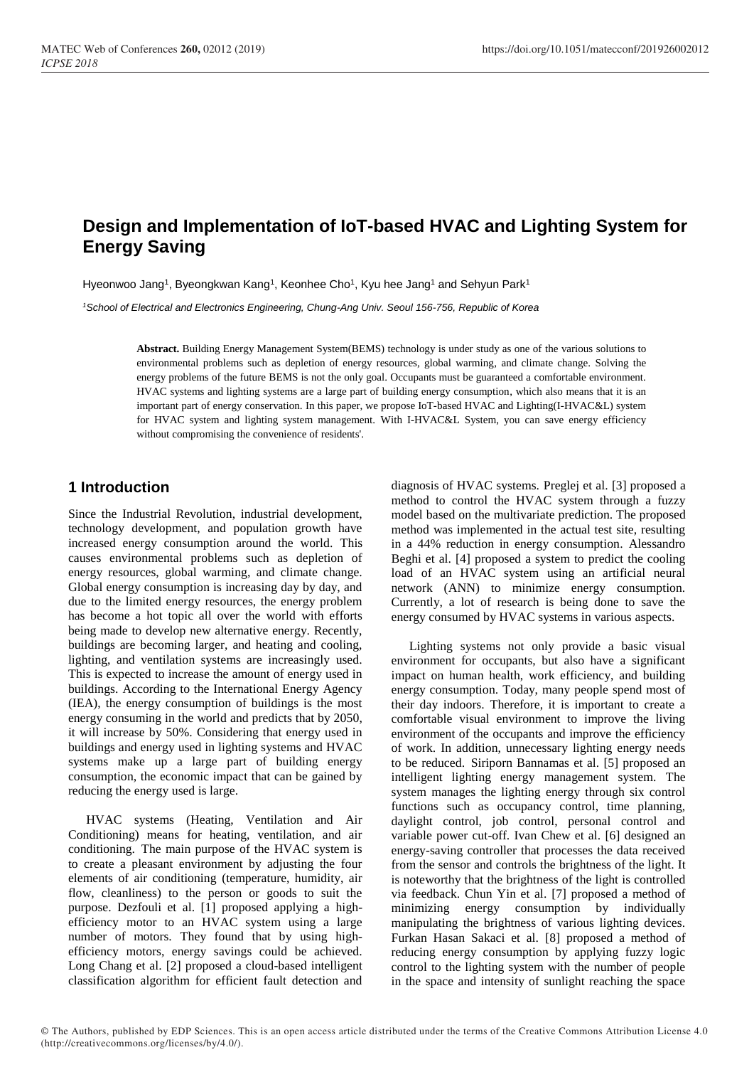# Design and Implementation of IoT-based HVAC and Lighting System for Energy Saving

Hyeonwoo Jang[1], Byeongkwan Kang[1], Keonhee Cho[1], Kyu hee Jang[1] and Sehyun Park[1]

[1]*School of Electrical and Electronics Engineering, Chung-Ang Univ. Seoul 156-756, Republic of Korea*

**Abstract.** Building Energy Management System(BEMS) technology is under study as one of the various solutions to environmental problems such as depletion of energy resources, global warming, and climate change. Solving the energy problems of the future BEMS is not the only goal. Occupants must be guaranteed a comfortable environment. HVAC systems and lighting systems are a large part of building energy consumption, which also means that it is an important part of energy conservation. In this paper, we propose IoT-based HVAC and Lighting(I-HVAC&L) system for HVAC system and lighting system management. With I-HVAC&L System, you can save energy efficiency without compromising the convenience of residents'.

## 1 Introduction

Since the Industrial Revolution, industrial development, technology development, and population growth have increased energy consumption around the world. This causes environmental problems such as depletion of energy resources, global warming, and climate change. Global energy consumption is increasing day by day, and due to the limited energy resources, the energy problem has become a hot topic all over the world with efforts being made to develop new alternative energy. Recently, buildings are becoming larger, and heating and cooling, lighting, and ventilation systems are increasingly used. This is expected to increase the amount of energy used in buildings. According to the International Energy Agency (IEA), the energy consumption of buildings is the most energy consuming in the world and predicts that by 2050, it will increase by 50%. Considering that energy used in buildings and energy used in lighting systems and HVAC systems make up a large part of building energy consumption, the economic impact that can be gained by reducing the energy used is large.

HVAC systems (Heating, Ventilation and Air Conditioning) means for heating, ventilation, and air conditioning. The main purpose of the HVAC system is to create a pleasant environment by adjusting the four elements of air conditioning (temperature, humidity, air flow, cleanliness) to the person or goods to suit the purpose. Dezfouli et al. [1] proposed applying a high-efficiency motor to an HVAC system using a large number of motors. They found that by using high-efficiency motors, energy savings could be achieved. Long Chang et al. [2] proposed a cloud-based intelligent classification algorithm for efficient fault detection and diagnosis of HVAC systems. Preglej et al. [3] proposed a method to control the HVAC system through a fuzzy model based on the multivariate prediction. The proposed method was implemented in the actual test site, resulting in a 44% reduction in energy consumption. Alessandro Beghi et al. [4] proposed a system to predict the cooling load of an HVAC system using an artificial neural network (ANN) to minimize energy consumption. Currently, a lot of research is being done to save the energy consumed by HVAC systems in various aspects.

Lighting systems not only provide a basic visual environment for occupants, but also have a significant impact on human health, work efficiency, and building energy consumption. Today, many people spend most of their day indoors. Therefore, it is important to create a comfortable visual environment to improve the living environment of the occupants and improve the efficiency of work. In addition, unnecessary lighting energy needs to be reduced. Siriporn Bannamas et al. [5] proposed an intelligent lighting energy management system. The system manages the lighting energy through six control functions such as occupancy control, time planning, daylight control, job control, personal control and variable power cut-off. Ivan Chew et al. [6] designed an energy-saving controller that processes the data received from the sensor and controls the brightness of the light. It is noteworthy that the brightness of the light is controlled via feedback. Chun Yin et al. [7] proposed a method of minimizing energy consumption by individually manipulating the brightness of various lighting devices. Furkan Hasan Sakaci et al. [8] proposed a method of reducing energy consumption by applying fuzzy logic control to the lighting system with the number of people in the space and intensity of sunlight reaching the space

© The Authors, published by EDP Sciences. This is an open access article distributed under the terms of the Creative Commons Attribution License 4.0 (http://creativecommons.org/licenses/by/4.0/).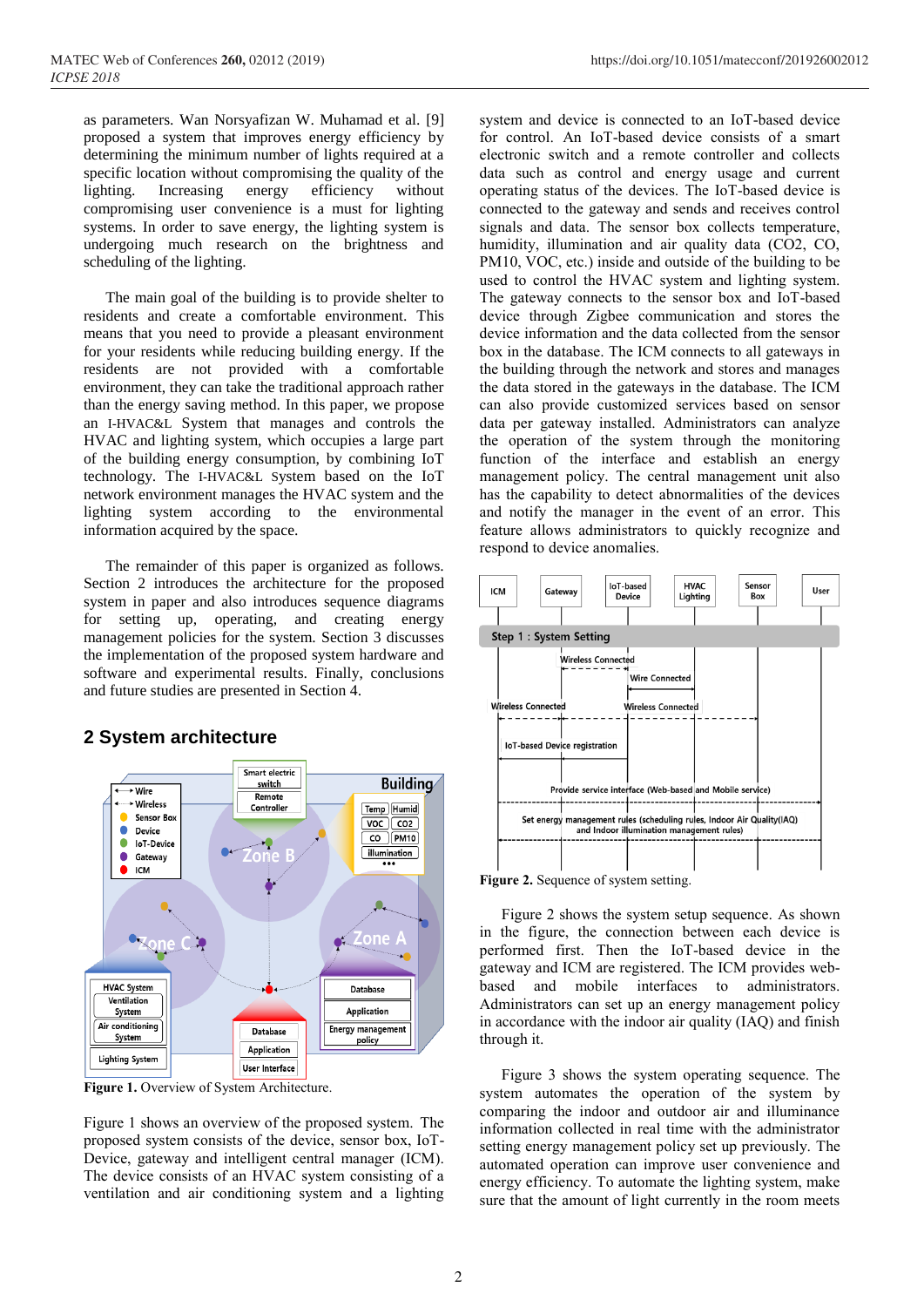as parameters. Wan Norsyafizan W. Muhamad et al. [9] proposed a system that improves energy efficiency by determining the minimum number of lights required at a specific location without compromising the quality of the lighting. Increasing energy efficiency without compromising user convenience is a must for lighting systems. In order to save energy, the lighting system is undergoing much research on the brightness and scheduling of the lighting.

The main goal of the building is to provide shelter to residents and create a comfortable environment. This means that you need to provide a pleasant environment for your residents while reducing building energy. If the residents are not provided with a comfortable environment, they can take the traditional approach rather than the energy saving method. In this paper, we propose an I-HVAC&L System that manages and controls the HVAC and lighting system, which occupies a large part of the building energy consumption, by combining IoT technology. The I-HVAC&L System based on the IoT network environment manages the HVAC system and the lighting system according to the environmental information acquired by the space.

The remainder of this paper is organized as follows. Section 2 introduces the architecture for the proposed system in paper and also introduces sequence diagrams for setting up, operating, and creating energy management policies for the system. Section 3 discusses the implementation of the proposed system hardware and software and experimental results. Finally, conclusions and future studies are presented in Section 4.

## 2 System architecture

**Figure 1.** Overview of System Architecture.

Figure 1 shows an overview of the proposed system. The proposed system consists of the device, sensor box, IoT-Device, gateway and intelligent central manager (ICM). The device consists of an HVAC system consisting of a ventilation and air conditioning system and a lighting system and device is connected to an IoT-based device for control. An IoT-based device consists of a smart electronic switch and a remote controller and collects data such as control and energy usage and current operating status of the devices. The IoT-based device is connected to the gateway and sends and receives control signals and data. The sensor box collects temperature, humidity, illumination and air quality data ($CO_2$, CO, PM10, VOC, etc.) inside and outside of the building to be used to control the HVAC system and lighting system. The gateway connects to the sensor box and IoT-based device through Zigbee communication and stores the device information and the data collected from the sensor box in the database. The ICM connects to all gateways in the building through the network and stores and manages the data stored in the gateways in the database. The ICM can also provide customized services based on sensor data per gateway installed. Administrators can analyze the operation of the system through the monitoring function of the interface and establish an energy management policy. The central management unit also has the capability to detect abnormalities of the devices and notify the manager in the event of an error. This feature allows administrators to quickly recognize and respond to device anomalies.

**Figure 2.** Sequence of system setting.

Figure 2 shows the system setup sequence. As shown in the figure, the connection between each device is performed first. Then the IoT-based device in the gateway and ICM are registered. The ICM provides web-based and mobile interfaces to administrators. Administrators can set up an energy management policy in accordance with the indoor air quality (IAQ) and finish through it.

Figure 3 shows the system operating sequence. The system automates the operation of the system by comparing the indoor and outdoor air and illuminance information collected in real time with the administrator setting energy management policy set up previously. The automated operation can improve user convenience and energy efficiency. To automate the lighting system, make sure that the amount of light currently in the room meets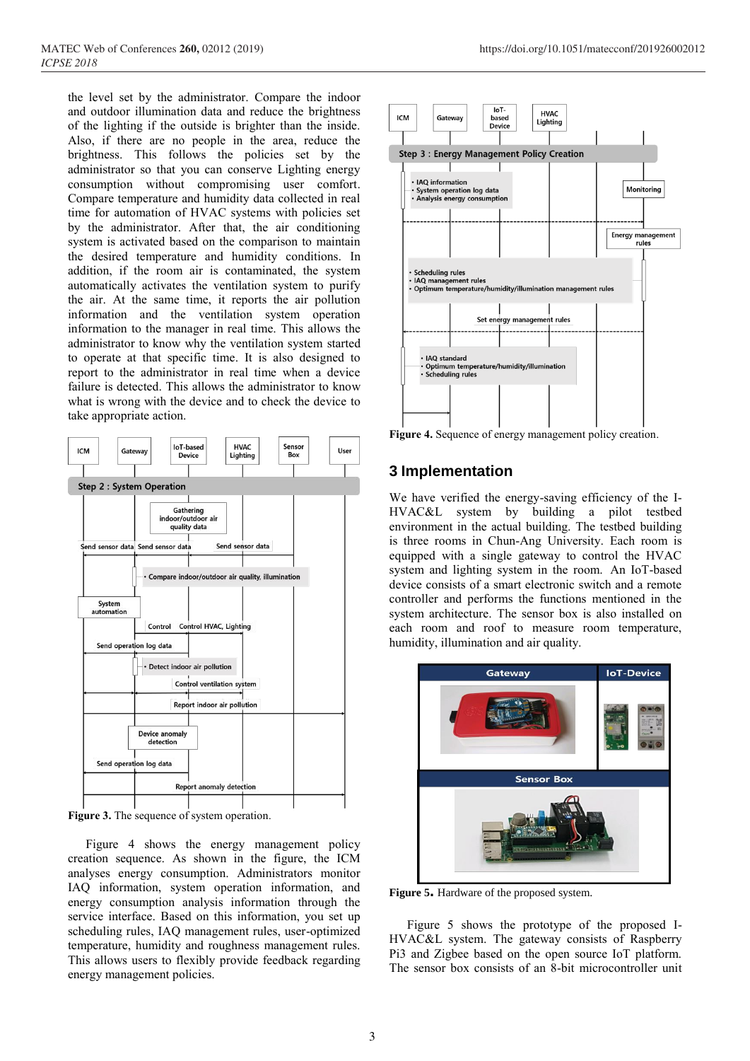the level set by the administrator. Compare the indoor and outdoor illumination data and reduce the brightness of the lighting if the outside is brighter than the inside. Also, if there are no people in the area, reduce the brightness. This follows the policies set by the administrator so that you can conserve Lighting energy consumption without compromising user comfort. Compare temperature and humidity data collected in real time for automation of HVAC systems with policies set by the administrator. After that, the air conditioning system is activated based on the comparison to maintain the desired temperature and humidity conditions. In addition, if the room air is contaminated, the system automatically activates the ventilation system to purify the air. At the same time, it reports the air pollution information and the ventilation system operation information to the manager in real time. This allows the administrator to know why the ventilation system started to operate at that specific time. It is also designed to report to the administrator in real time when a device failure is detected. This allows the administrator to know what is wrong with the device and to check the device to take appropriate action.

**Figure 3.** The sequence of system operation.

Figure 4 shows the energy management policy creation sequence. As shown in the figure, the ICM analyses energy consumption. Administrators monitor IAQ information, system operation information, and energy consumption analysis information through the service interface. Based on this information, you set up scheduling rules, IAQ management rules, user-optimized temperature, humidity and roughness management rules. This allows users to flexibly provide feedback regarding energy management policies.

**Figure 4.** Sequence of energy management policy creation.

## 3 Implementation

We have verified the energy-saving efficiency of the I-HVAC&L system by building a pilot testbed environment in the actual building. The testbed building is three rooms in Chun-Ang University. Each room is equipped with a single gateway to control the HVAC system and lighting system in the room. An IoT-based device consists of a smart electronic switch and a remote controller and performs the functions mentioned in the system architecture. The sensor box is also installed on each room and roof to measure room temperature, humidity, illumination and air quality.

**Figure 5.** Hardware of the proposed system.

Figure 5 shows the prototype of the proposed I-HVAC&L system. The gateway consists of Raspberry Pi3 and Zigbee based on the open source IoT platform. The sensor box consists of an 8-bit microcontroller unit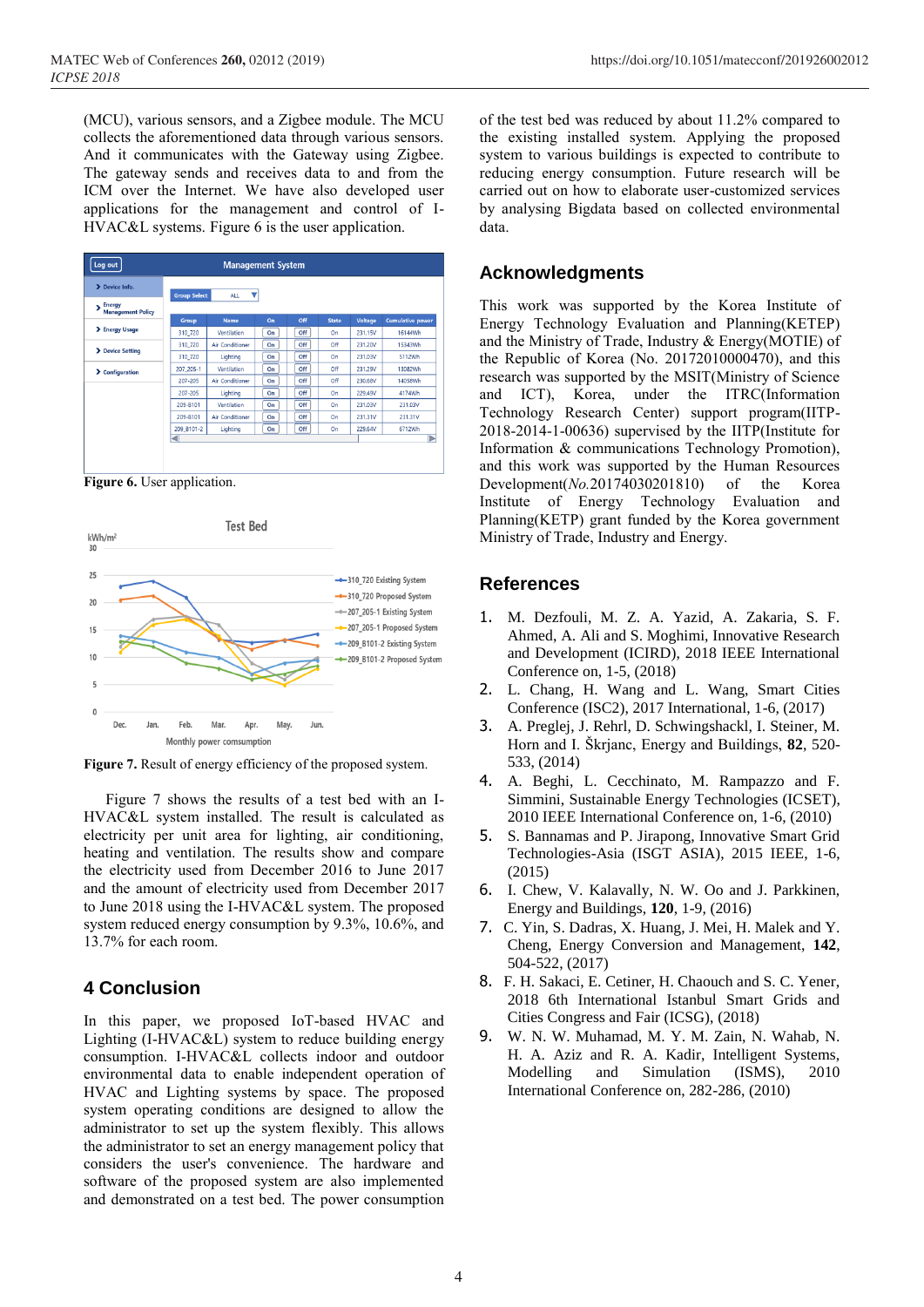(MCU), various sensors, and a Zigbee module. The MCU collects the aforementioned data through various sensors. And it communicates with the Gateway using Zigbee. The gateway sends and receives data to and from the ICM over the Internet. We have also developed user applications for the management and control of I-HVAC&L systems. Figure 6 is the user application.

Log out
Management System
Device Info.
Energy Management Policy
Energy Usage
Device Setting
Configuration
Group Select ALL

Group
Name
On
Off
State
Voltage
Cumulative power
310_720 Ventilation On Off On 231.15V 16144Wh
310_720 Air Conditioner On Off Off 231.20V 15343Wh
310_720 Lighting On Off On 231.03V 5112Wh
207_205-1 Ventilation On Off Off 231.29V 13082Wh
207-205 Air Conditioner On Off Off 230.66V 14058Wh
207-205 Lighting On Off On 229.49V 4174Wh
209-B101 Ventilation On Off On 231.03V 231.03V
209-B101 Air Conditioner On Off On 231.31V 231.31V
209_B101-2 Lighting On Off On 229.64V 6712Wh

**Figure 6.** User application.

Test Bed
kWh/m²
30
25
20
15
10
5
0
Dec.
Jan.
Feb.
Mar.
Apr.
May.
Jun.
Monthly power consumption
310_720 Existing System
310_720 Proposed System
207_205-1 Existing System
207_205-1 Proposed System
209_B101-2 Existing System
209_B101-2 Proposed System

**Figure 7.** Result of energy efficiency of the proposed system.

Figure 7 shows the results of a test bed with an I-HVAC&L system installed. The result is calculated as electricity per unit area for lighting, air conditioning, heating and ventilation. The results show and compare the electricity used from December 2016 to June 2017 and the amount of electricity used from December 2017 to June 2018 using the I-HVAC&L system. The proposed system reduced energy consumption by 9.3%, 10.6%, and 13.7% for each room.

## 4 Conclusion

In this paper, we proposed IoT-based HVAC and Lighting (I-HVAC&L) system to reduce building energy consumption. I-HVAC&L collects indoor and outdoor environmental data to enable independent operation of HVAC and Lighting systems by space. The proposed system operating conditions are designed to allow the administrator to set up the system flexibly. This allows the administrator to set an energy management policy that considers the user's convenience. The hardware and software of the proposed system are also implemented and demonstrated on a test bed. The power consumption of the test bed was reduced by about 11.2% compared to the existing installed system. Applying the proposed system to various buildings is expected to contribute to reducing energy consumption. Future research will be carried out on how to elaborate user-customized services by analysing Bigdata based on collected environmental data.

## Acknowledgements

This work was supported by the Korea Institute of Energy Technology Evaluation and Planning(KETEP) and the Ministry of Trade, Industry & Energy(MOTIE) of the Republic of Korea (No. 20172010000470), and this research was supported by the MSIT(Ministry of Science and ICT), Korea, under the ITRC(Information Technology Research Center) support program(IITP-2018-2014-1-00636) supervised by the IITP(Institute for Information & communications Technology Promotion), and this work was supported by the Human Resources Development(*No.*20174030201810) of the Korea Institute of Energy Technology Evaluation and Planning(KETEP) grant funded by the Korea government Ministry of Trade, Industry and Energy.

## References

1. M. Dezfouli, M. Z. A. Yazid, A. Zakaria, S. F. Ahmed, A. Ali and S. Moghimi, Innovative Research and Development (ICIRD), 2018 IEEE International Conference on, 1-5, (2018)
2. L. Chang, H. Wang and L. Wang, Smart Cities Conference (ISC2), 2017 International, 1-6, (2017)
3. A. Preglej, J. Rehrl, D. Schwingshackl, I. Steiner, M. Horn and I. Škrjanc, Energy and Buildings, **82**, 520-533, (2014)
4. A. Beghi, L. Cecchinato, M. Rampazzo and F. Simmini, Sustainable Energy Technologies (ICSET), 2010 IEEE International Conference on, 1-6, (2010)
5. S. Bannamas and P. Jirapong, Innovative Smart Grid Technologies-Asia (ISGT ASIA), 2015 IEEE, 1-6, (2015)
6. I. Chew, V. Kalavally, N. W. Oo and J. Parkkinen, Energy and Buildings, **120**, 1-9, (2016)
7. C. Yin, S. Dadras, X. Huang, J. Mei, H. Malek and Y. Cheng, Energy Conversion and Management, **142**, 504-522, (2017)
8. F. H. Sakaci, E. Cetiner, H. Chaouch and S. C. Yener, 2018 6th International Istanbul Smart Grids and Cities Congress and Fair (ICSG), (2018)
9. W. N. W. Muhamad, M. Y. M. Zain, N. Wahab, N. H. A. Aziz and R. A. Kadir, Intelligent Systems, Modelling and Simulation (ISMS), 2010 International Conference on, 282-286, (2010)